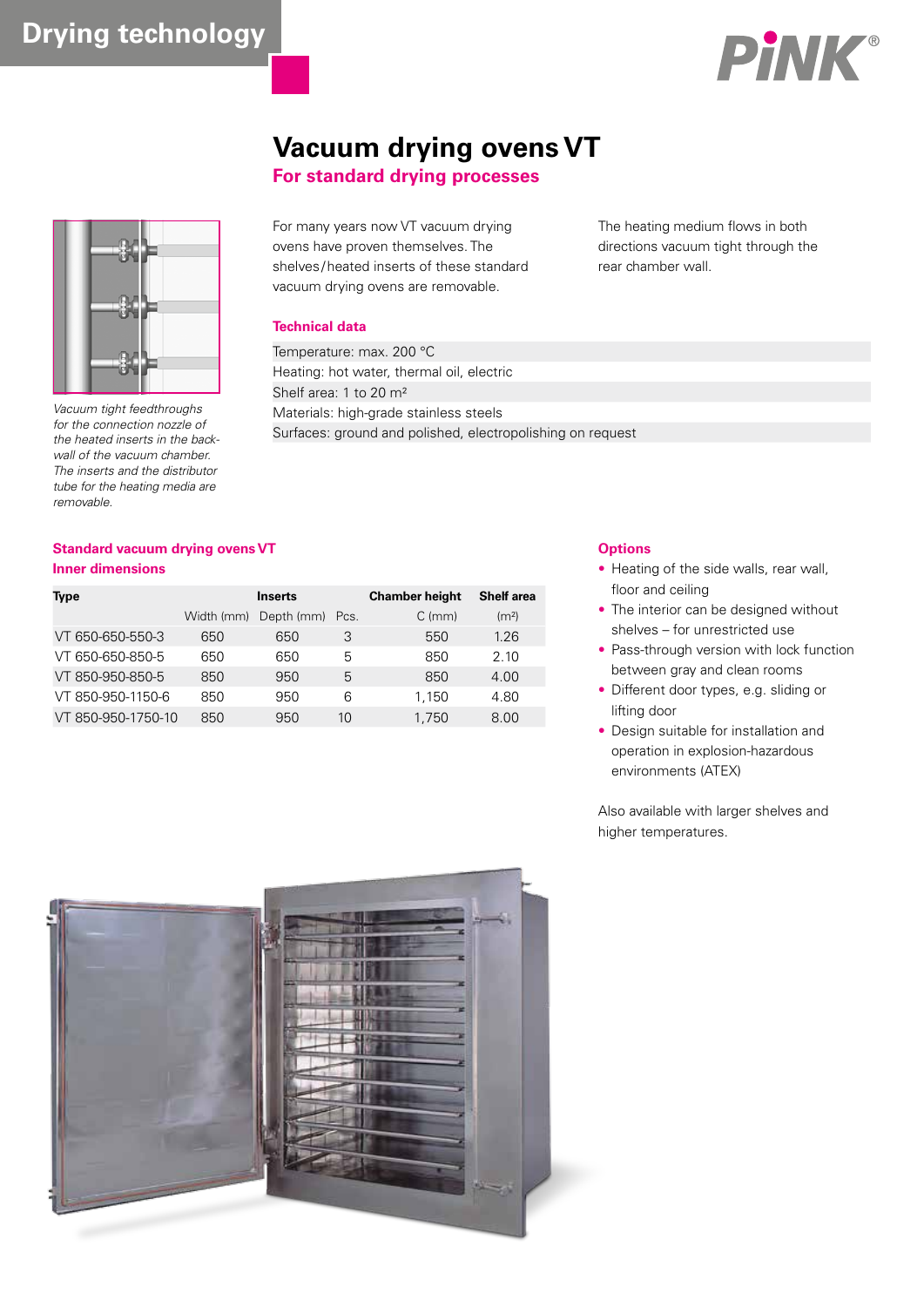Drying technology

# Vacuum drying ovens VT

## For standard drying processes

For many years now VT vacuum drying ovens have proven themselves. The shelves/heated inserts of these standard vacuum drying ovens are removable.

The heating medium flows in both directions vacuum tight through the rear chamber wall.

*Vacuum tight feedthroughs for the connection nozzle of the heated inserts in the back-wall of the vacuum chamber. The inserts and the distributor tube for the heating media are removable.*

### Technical data

Temperature: max. 200 °C
Heating: hot water, thermal oil, electric
Shelf area: 1 to 20 m²
Materials: high-grade stainless steels
Surfaces: ground and polished, electropolishing on request

### Standard vacuum drying ovens VT
### Inner dimensions

| Type | Inserts | | | Chamber height | Shelf area |
|---|---|---|---|---|---|
| | Width (mm) | Depth (mm) | Pcs. | C (mm) | (m²) |
| VT 650-650-550-3 | 650 | 650 | 3 | 550 | 1.26 |
| VT 650-650-850-5 | 650 | 650 | 5 | 850 | 2.10 |
| VT 850-950-850-5 | 850 | 950 | 5 | 850 | 4.00 |
| VT 850-950-1150-6 | 850 | 950 | 6 | 1,150 | 4.80 |
| VT 850-950-1750-10 | 850 | 950 | 10 | 1,750 | 8.00 |

### Options

- Heating of the side walls, rear wall, floor and ceiling
- The interior can be designed without shelves – for unrestricted use
- Pass-through version with lock function between gray and clean rooms
- Different door types, e.g. sliding or lifting door
- Design suitable for installation and operation in explosion-hazardous environments (ATEX)

Also available with larger shelves and higher temperatures.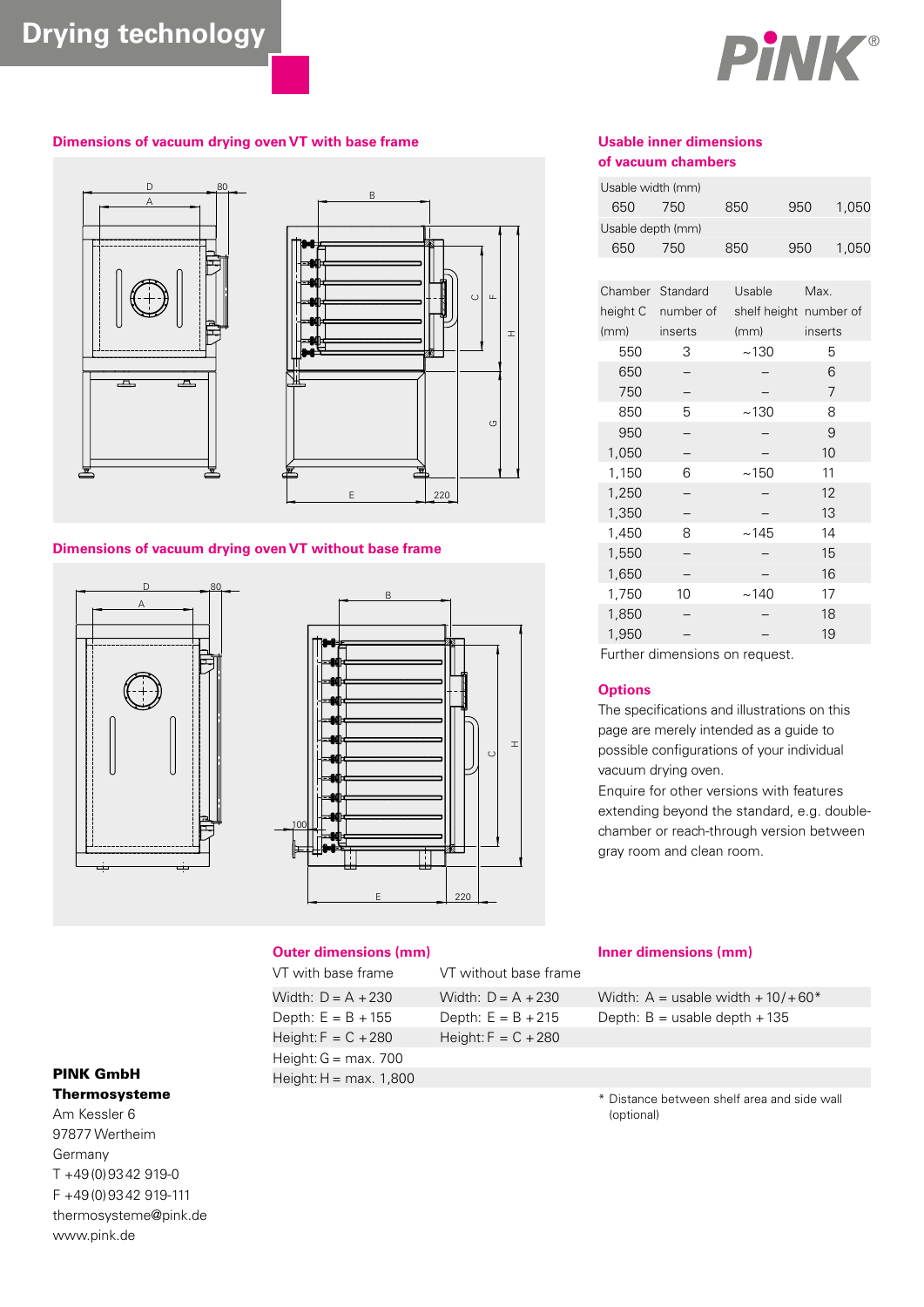# Drying technology

### Dimensions of vacuum drying oven VT with base frame

D
80
A
B
C
F
H
G
E
220

### Dimensions of vacuum drying oven VT without base frame

D
80
A
B
C
H
100
E
220

### Usable inner dimensions of vacuum chambers

| | | | | |
|---|---|---|---|---|
| Usable width (mm) | | | | |
| 650 | 750 | 850 | 950 | 1,050 |
| Usable depth (mm) | | | | |
| 650 | 750 | 850 | 950 | 1,050 |

| Chamber height C (mm) | Standard number of inserts | Usable shelf height (mm) | Max. number of inserts |
|---|---|---|---|
| 550 | 3 | ~130 | 5 |
| 650 | – | – | 6 |
| 750 | – | – | 7 |
| 850 | 5 | ~130 | 8 |
| 950 | – | – | 9 |
| 1,050 | – | – | 10 |
| 1,150 | 6 | ~150 | 11 |
| 1,250 | – | – | 12 |
| 1,350 | – | – | 13 |
| 1,450 | 8 | ~145 | 14 |
| 1,550 | – | – | 15 |
| 1,650 | – | – | 16 |
| 1,750 | 10 | ~140 | 17 |
| 1,850 | – | – | 18 |
| 1,950 | – | – | 19 |

Further dimensions on request.

### Options

The specifications and illustrations on this page are merely intended as a guide to possible configurations of your individual vacuum drying oven.

Enquire for other versions with features extending beyond the standard, e.g. double-chamber or reach-through version between gray room and clean room.

### Outer dimensions (mm)

| VT with base frame | VT without base frame |
|---|---|
| Width: D = A + 230 | Width: D = A + 230 |
| Depth: E = B + 155 | Depth: E = B + 215 |
| Height: F = C + 280 | Height: F = C + 280 |
| Height: G = max. 700 | |
| Height: H = max. 1,800 | |

### Inner dimensions (mm)

Width: A = usable width + 10/+60*

Depth: B = usable depth + 135

\* Distance between shelf area and side wall (optional)

**PINK GmbH**
**Thermosysteme**
Am Kessler 6
97877 Wertheim
Germany
T +49 (0) 93 42 919-0
F +49 (0) 93 42 919-111
thermosysteme@pink.de
www.pink.de